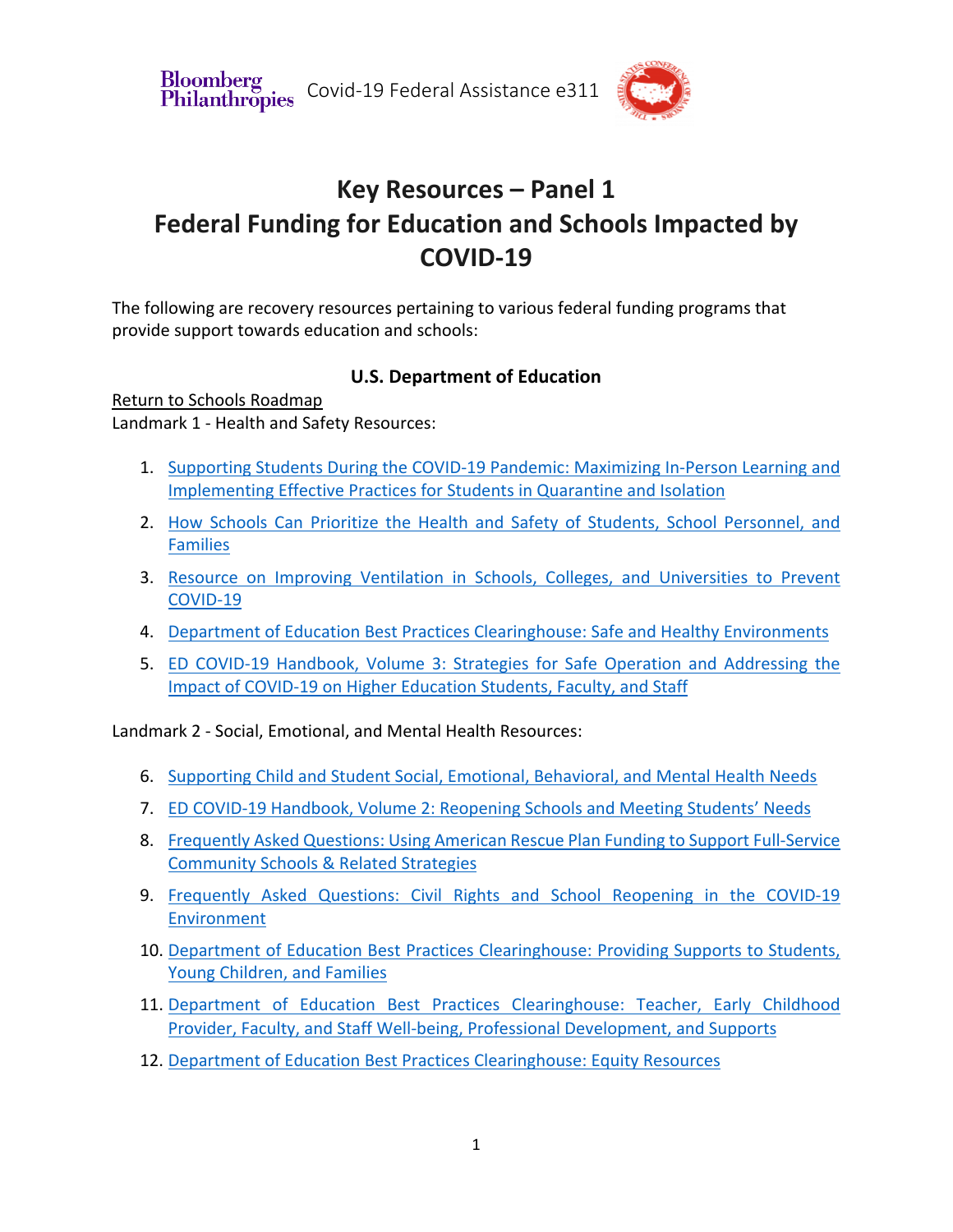Covid-19 Federal Assistance e311

# Key Resources – Panel 1
# Federal Funding for Education and Schools Impacted by COVID-19

The following are recovery resources pertaining to various federal funding programs that provide support towards education and schools:

## U.S. Department of Education

Return to Schools Roadmap

Landmark 1 - Health and Safety Resources:

1. Supporting Students During the COVID-19 Pandemic: Maximizing In-Person Learning and Implementing Effective Practices for Students in Quarantine and Isolation
2. How Schools Can Prioritize the Health and Safety of Students, School Personnel, and Families
3. Resource on Improving Ventilation in Schools, Colleges, and Universities to Prevent COVID-19
4. Department of Education Best Practices Clearinghouse: Safe and Healthy Environments
5. ED COVID-19 Handbook, Volume 3: Strategies for Safe Operation and Addressing the Impact of COVID-19 on Higher Education Students, Faculty, and Staff

Landmark 2 - Social, Emotional, and Mental Health Resources:

6. Supporting Child and Student Social, Emotional, Behavioral, and Mental Health Needs
7. ED COVID-19 Handbook, Volume 2: Reopening Schools and Meeting Students' Needs
8. Frequently Asked Questions: Using American Rescue Plan Funding to Support Full-Service Community Schools & Related Strategies
9. Frequently Asked Questions: Civil Rights and School Reopening in the COVID-19 Environment
10. Department of Education Best Practices Clearinghouse: Providing Supports to Students, Young Children, and Families
11. Department of Education Best Practices Clearinghouse: Teacher, Early Childhood Provider, Faculty, and Staff Well-being, Professional Development, and Supports
12. Department of Education Best Practices Clearinghouse: Equity Resources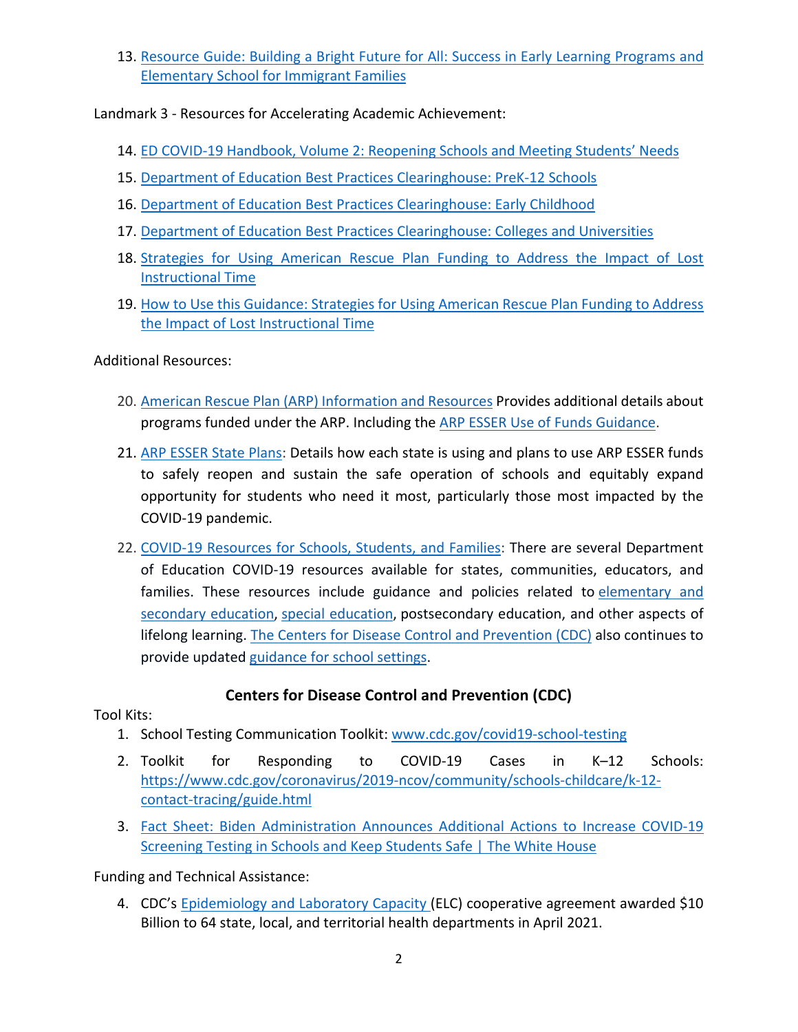13. Resource Guide: Building a Bright Future for All: Success in Early Learning Programs and Elementary School for Immigrant Families

Landmark 3 - Resources for Accelerating Academic Achievement:

14. ED COVID-19 Handbook, Volume 2: Reopening Schools and Meeting Students' Needs
15. Department of Education Best Practices Clearinghouse: PreK-12 Schools
16. Department of Education Best Practices Clearinghouse: Early Childhood
17. Department of Education Best Practices Clearinghouse: Colleges and Universities
18. Strategies for Using American Rescue Plan Funding to Address the Impact of Lost Instructional Time
19. How to Use this Guidance: Strategies for Using American Rescue Plan Funding to Address the Impact of Lost Instructional Time

Additional Resources:

20. American Rescue Plan (ARP) Information and Resources Provides additional details about programs funded under the ARP. Including the ARP ESSER Use of Funds Guidance.
21. ARP ESSER State Plans: Details how each state is using and plans to use ARP ESSER funds to safely reopen and sustain the safe operation of schools and equitably expand opportunity for students who need it most, particularly those most impacted by the COVID-19 pandemic.
22. COVID-19 Resources for Schools, Students, and Families: There are several Department of Education COVID-19 resources available for states, communities, educators, and families. These resources include guidance and policies related to elementary and secondary education, special education, postsecondary education, and other aspects of lifelong learning. The Centers for Disease Control and Prevention (CDC) also continues to provide updated guidance for school settings.

## Centers for Disease Control and Prevention (CDC)

Tool Kits:

1. School Testing Communication Toolkit: www.cdc.gov/covid19-school-testing
2. Toolkit for Responding to COVID-19 Cases in K–12 Schools: https://www.cdc.gov/coronavirus/2019-ncov/community/schools-childcare/k-12-contact-tracing/guide.html
3. Fact Sheet: Biden Administration Announces Additional Actions to Increase COVID-19 Screening Testing in Schools and Keep Students Safe | The White House

Funding and Technical Assistance:

4. CDC's Epidemiology and Laboratory Capacity (ELC) cooperative agreement awarded $10 Billion to 64 state, local, and territorial health departments in April 2021.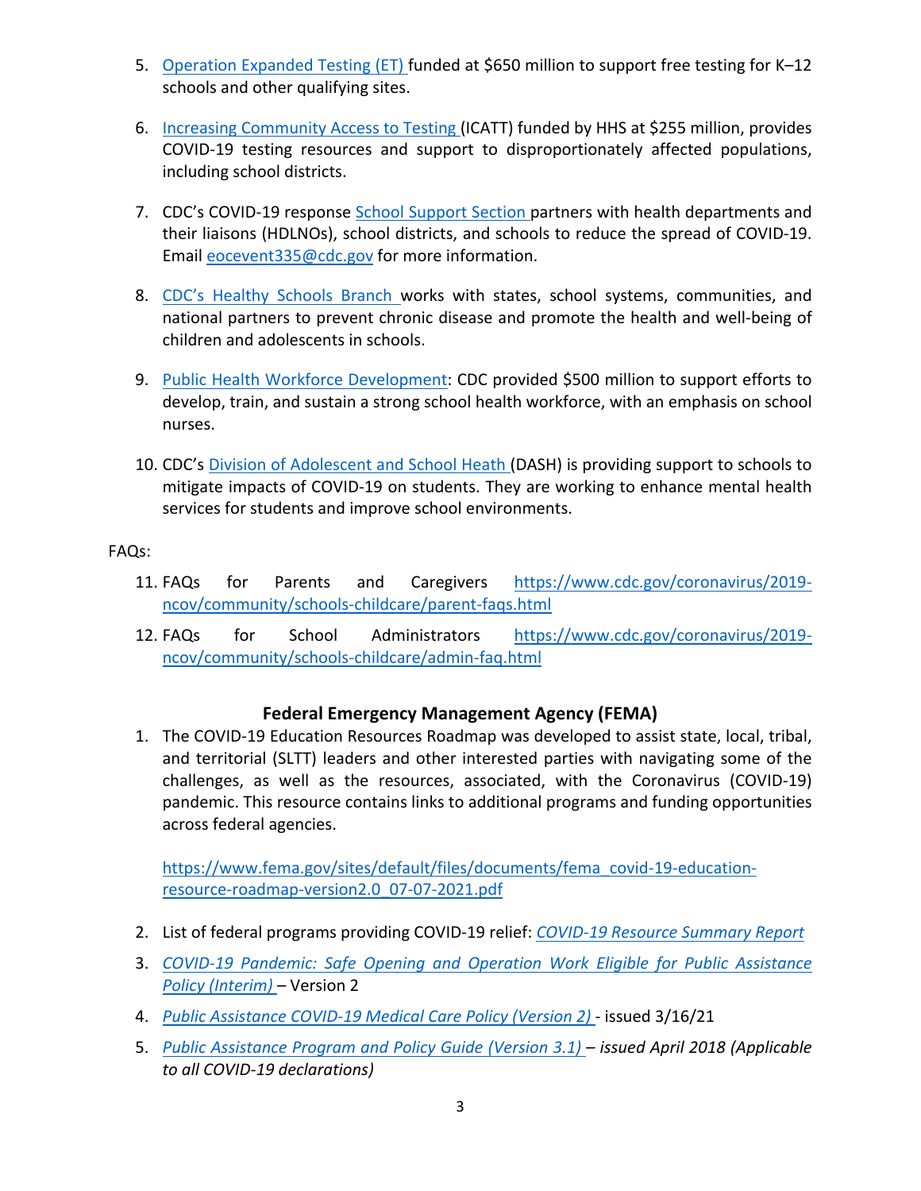5. Operation Expanded Testing (ET) funded at $650 million to support free testing for K–12 schools and other qualifying sites.

6. Increasing Community Access to Testing (ICATT) funded by HHS at $255 million, provides COVID-19 testing resources and support to disproportionately affected populations, including school districts.

7. CDC's COVID-19 response School Support Section partners with health departments and their liaisons (HDLNOs), school districts, and schools to reduce the spread of COVID-19. Email eocevent335@cdc.gov for more information.

8. CDC's Healthy Schools Branch works with states, school systems, communities, and national partners to prevent chronic disease and promote the health and well-being of children and adolescents in schools.

9. Public Health Workforce Development: CDC provided $500 million to support efforts to develop, train, and sustain a strong school health workforce, with an emphasis on school nurses.

10. CDC's Division of Adolescent and School Heath (DASH) is providing support to schools to mitigate impacts of COVID-19 on students. They are working to enhance mental health services for students and improve school environments.

FAQs:

11. FAQs for Parents and Caregivers https://www.cdc.gov/coronavirus/2019-ncov/community/schools-childcare/parent-faqs.html

12. FAQs for School Administrators https://www.cdc.gov/coronavirus/2019-ncov/community/schools-childcare/admin-faq.html

## Federal Emergency Management Agency (FEMA)

1. The COVID-19 Education Resources Roadmap was developed to assist state, local, tribal, and territorial (SLTT) leaders and other interested parties with navigating some of the challenges, as well as the resources, associated, with the Coronavirus (COVID-19) pandemic. This resource contains links to additional programs and funding opportunities across federal agencies.

   https://www.fema.gov/sites/default/files/documents/fema_covid-19-education-resource-roadmap-version2.0_07-07-2021.pdf

2. List of federal programs providing COVID-19 relief: *COVID-19 Resource Summary Report*

3. *COVID-19 Pandemic: Safe Opening and Operation Work Eligible for Public Assistance Policy (Interim)* – Version 2

4. *Public Assistance COVID-19 Medical Care Policy (Version 2)* - issued 3/16/21

5. *Public Assistance Program and Policy Guide (Version 3.1) – issued April 2018 (Applicable to all COVID-19 declarations)*